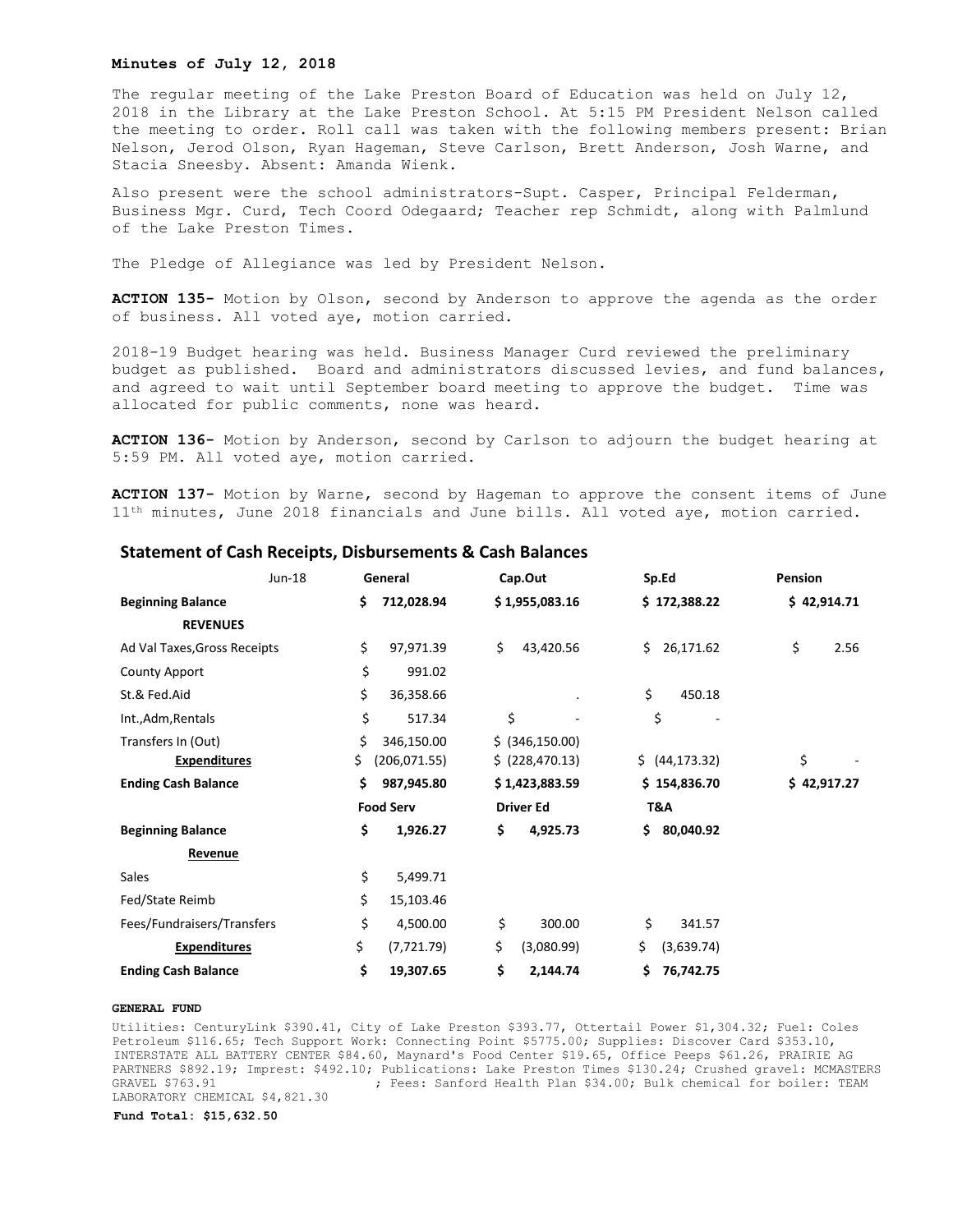**Minutes of July 12, 2018**

The regular meeting of the Lake Preston Board of Education was held on July 12, 2018 in the Library at the Lake Preston School. At 5:15 PM President Nelson called the meeting to order. Roll call was taken with the following members present: Brian Nelson, Jerod Olson, Ryan Hageman, Steve Carlson, Brett Anderson, Josh Warne, and Stacia Sneesby. Absent: Amanda Wienk.

Also present were the school administrators-Supt. Casper, Principal Felderman, Business Mgr. Curd, Tech Coord Odegaard; Teacher rep Schmidt, along with Palmlund of the Lake Preston Times.

The Pledge of Allegiance was led by President Nelson.

**ACTION 135-** Motion by Olson, second by Anderson to approve the agenda as the order of business. All voted aye, motion carried.

2018-19 Budget hearing was held. Business Manager Curd reviewed the preliminary budget as published. Board and administrators discussed levies, and fund balances, and agreed to wait until September board meeting to approve the budget. Time was allocated for public comments, none was heard.

**ACTION 136-** Motion by Anderson, second by Carlson to adjourn the budget hearing at 5:59 PM. All voted aye, motion carried.

**ACTION 137-** Motion by Warne, second by Hageman to approve the consent items of June 11th minutes, June 2018 financials and June bills. All voted aye, motion carried.

## Statement of Cash Receipts, Disbursements & Cash Balances

| Jun-18 | General | Cap.Out | Sp.Ed | Pension |
|---|---|---|---|---|
| **Beginning Balance** | **$ 712,028.94** | **$ 1,955,083.16** | **$ 172,388.22** | **$ 42,914.71** |
| **REVENUES** | | | | |
| Ad Val Taxes,Gross Receipts | $ 97,971.39 | $ 43,420.56 | $ 26,171.62 | $ 2.56 |
| County Apport | $ 991.02 | | | |
| St.& Fed.Aid | $ 36,358.66 | . | $ 450.18 | |
| Int.,Adm,Rentals | $ 517.34 | $ - | $ - | |
| Transfers In (Out) | $ 346,150.00 | $ (346,150.00) | | |
| **Expenditures** | $ (206,071.55) | $ (228,470.13) | $ (44,173.32) | $ - |
| **Ending Cash Balance** | **$ 987,945.80** | **$ 1,423,883.59** | **$ 154,836.70** | **$ 42,917.27** |
| | **Food Serv** | **Driver Ed** | **T&A** | |
| **Beginning Balance** | **$ 1,926.27** | **$ 4,925.73** | **$ 80,040.92** | |
| **Revenue** | | | | |
| Sales | $ 5,499.71 | | | |
| Fed/State Reimb | $ 15,103.46 | | | |
| Fees/Fundraisers/Transfers | $ 4,500.00 | $ 300.00 | $ 341.57 | |
| **Expenditures** | $ (7,721.79) | $ (3,080.99) | $ (3,639.74) | |
| **Ending Cash Balance** | **$ 19,307.65** | **$ 2,144.74** | **$ 76,742.75** | |

**GENERAL FUND**

Utilities: CenturyLink $390.41, City of Lake Preston $393.77, Ottertail Power $1,304.32; Fuel: Coles Petroleum $116.65; Tech Support Work: Connecting Point $5775.00; Supplies: Discover Card $353.10, INTERSTATE ALL BATTERY CENTER $84.60, Maynard's Food Center $19.65, Office Peeps $61.26, PRAIRIE AG PARTNERS $892.19; Imprest: $492.10; Publications: Lake Preston Times $130.24; Crushed gravel: MCMASTERS GRAVEL $763.91 ; Fees: Sanford Health Plan $34.00; Bulk chemical for boiler: TEAM LABORATORY CHEMICAL $4,821.30

**Fund Total: $15,632.50**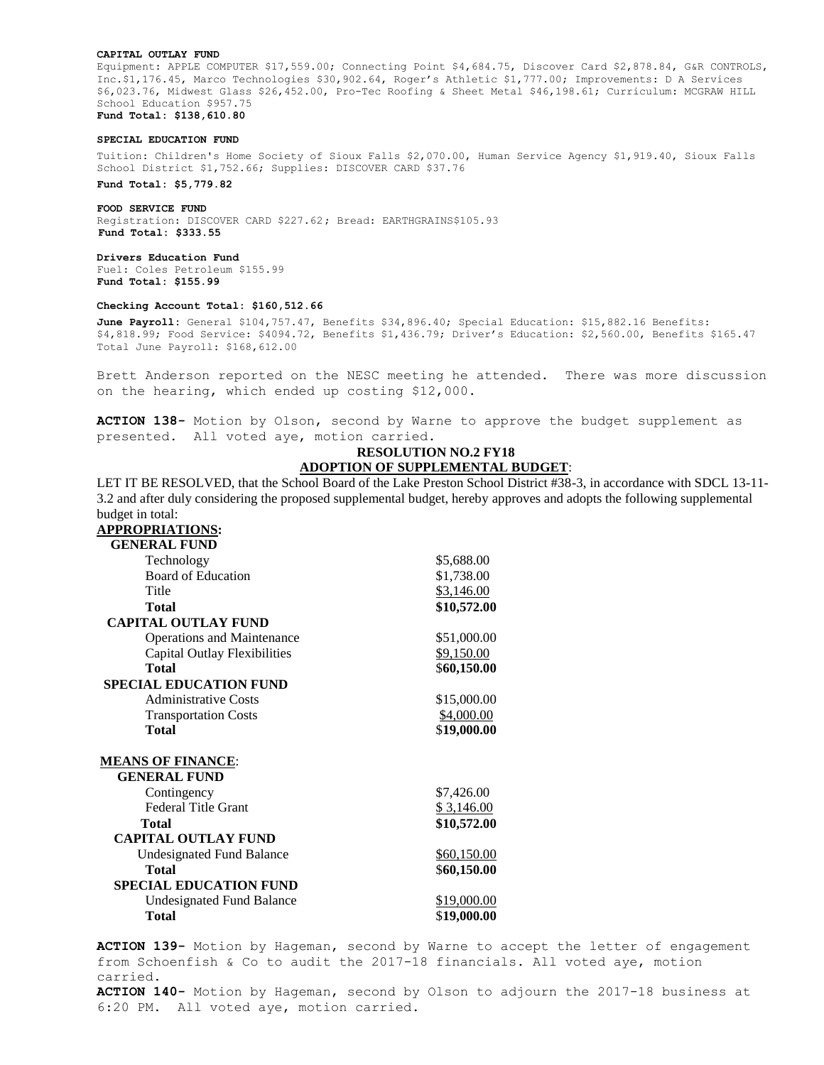**CAPITAL OUTLAY FUND**

Equipment: APPLE COMPUTER $17,559.00; Connecting Point $4,684.75, Discover Card $2,878.84, G&R CONTROLS, Inc.$1,176.45, Marco Technologies $30,902.64, Roger's Athletic $1,777.00; Improvements: D A Services $6,023.76, Midwest Glass $26,452.00, Pro-Tec Roofing & Sheet Metal $46,198.61; Curriculum: MCGRAW HILL School Education $957.75

**Fund Total: $138,610.80**

**SPECIAL EDUCATION FUND**

Tuition: Children's Home Society of Sioux Falls $2,070.00, Human Service Agency $1,919.40, Sioux Falls School District $1,752.66; Supplies: DISCOVER CARD $37.76

**Fund Total: $5,779.82**

**FOOD SERVICE FUND**

Registration: DISCOVER CARD $227.62; Bread: EARTHGRAINS$105.93

**Fund Total: $333.55**

**Drivers Education Fund**

Fuel: Coles Petroleum $155.99

**Fund Total: $155.99**

**Checking Account Total: $160,512.66**

**June Payroll:** General $104,757.47, Benefits $34,896.40; Special Education: $15,882.16 Benefits: $4,818.99; Food Service: $4094.72, Benefits $1,436.79; Driver's Education: $2,560.00, Benefits $165.47 Total June Payroll: $168,612.00

Brett Anderson reported on the NESC meeting he attended. There was more discussion on the hearing, which ended up costing $12,000.

**ACTION 138-** Motion by Olson, second by Warne to approve the budget supplement as presented. All voted aye, motion carried.

**RESOLUTION NO.2 FY18**

**ADOPTION OF SUPPLEMENTAL BUDGET**:

LET IT BE RESOLVED, that the School Board of the Lake Preston School District #38-3, in accordance with SDCL 13-11-3.2 and after duly considering the proposed supplemental budget, hereby approves and adopts the following supplemental budget in total:

**APPROPRIATIONS:**

| | |
|---|---|
| **GENERAL FUND** | |
| Technology | $5,688.00 |
| Board of Education | $1,738.00 |
| Title | $3,146.00 |
| **Total** | **$10,572.00** |
| **CAPITAL OUTLAY FUND** | |
| Operations and Maintenance | $51,000.00 |
| Capital Outlay Flexibilities | $9,150.00 |
| **Total** | **$60,150.00** |
| **SPECIAL EDUCATION FUND** | |
| Administrative Costs | $15,000.00 |
| Transportation Costs | $4,000.00 |
| **Total** | **$19,000.00** |

**MEANS OF FINANCE**:

| | |
|---|---|
| **GENERAL FUND** | |
| Contingency | $7,426.00 |
| Federal Title Grant | $ 3,146.00 |
| **Total** | **$10,572.00** |
| **CAPITAL OUTLAY FUND** | |
| Undesignated Fund Balance | $60,150.00 |
| **Total** | **$60,150.00** |
| **SPECIAL EDUCATION FUND** | |
| Undesignated Fund Balance | $19,000.00 |
| **Total** | **$19,000.00** |

**ACTION 139-** Motion by Hageman, second by Warne to accept the letter of engagement from Schoenfish & Co to audit the 2017-18 financials. All voted aye, motion carried.

**ACTION 140-** Motion by Hageman, second by Olson to adjourn the 2017-18 business at 6:20 PM. All voted aye, motion carried.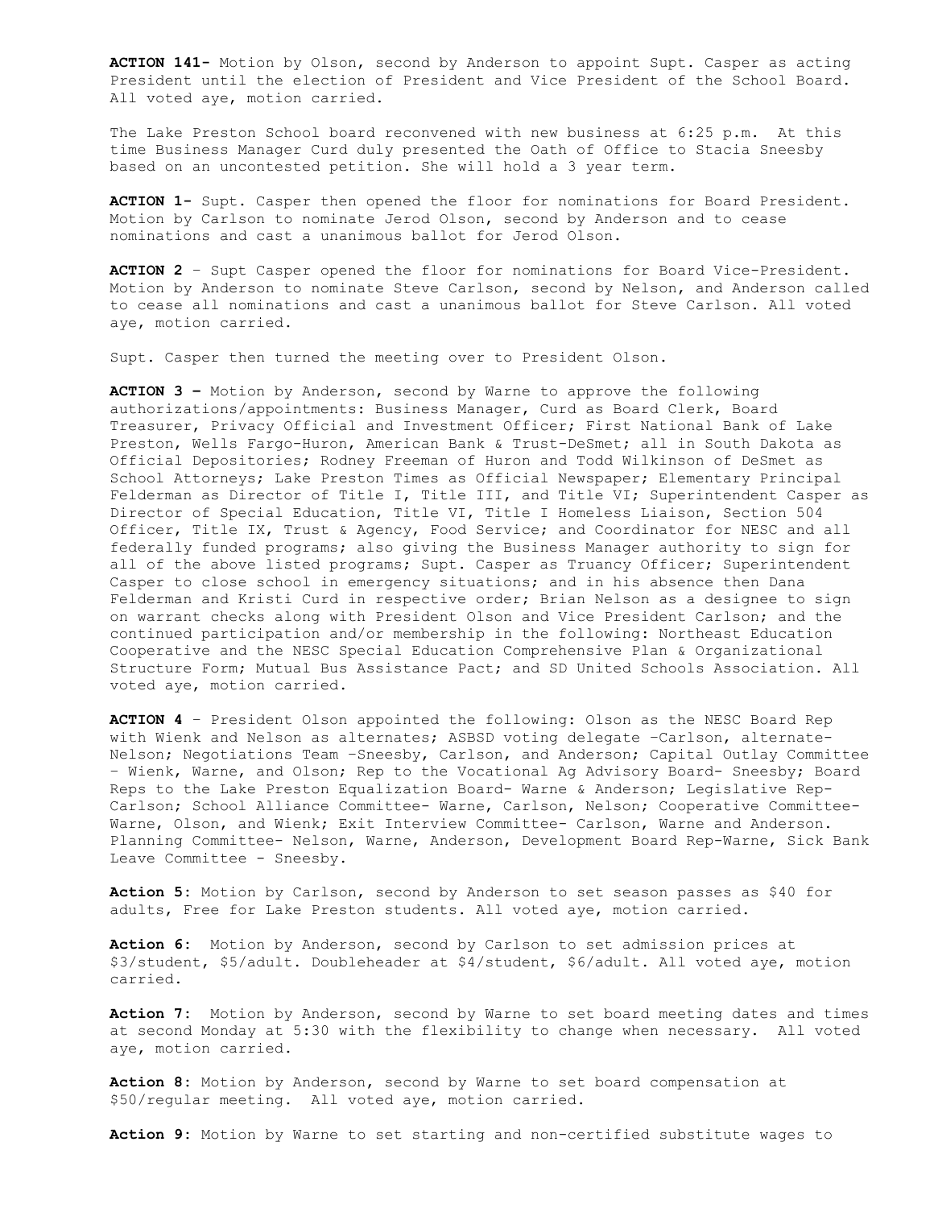**ACTION 141-** Motion by Olson, second by Anderson to appoint Supt. Casper as acting President until the election of President and Vice President of the School Board. All voted aye, motion carried.

The Lake Preston School board reconvened with new business at 6:25 p.m. At this time Business Manager Curd duly presented the Oath of Office to Stacia Sneesby based on an uncontested petition. She will hold a 3 year term.

**ACTION 1-** Supt. Casper then opened the floor for nominations for Board President. Motion by Carlson to nominate Jerod Olson, second by Anderson and to cease nominations and cast a unanimous ballot for Jerod Olson.

**ACTION 2** – Supt Casper opened the floor for nominations for Board Vice-President. Motion by Anderson to nominate Steve Carlson, second by Nelson, and Anderson called to cease all nominations and cast a unanimous ballot for Steve Carlson. All voted aye, motion carried.

Supt. Casper then turned the meeting over to President Olson.

**ACTION 3 –** Motion by Anderson, second by Warne to approve the following authorizations/appointments: Business Manager, Curd as Board Clerk, Board Treasurer, Privacy Official and Investment Officer; First National Bank of Lake Preston, Wells Fargo-Huron, American Bank & Trust-DeSmet; all in South Dakota as Official Depositories; Rodney Freeman of Huron and Todd Wilkinson of DeSmet as School Attorneys; Lake Preston Times as Official Newspaper; Elementary Principal Felderman as Director of Title I, Title III, and Title VI; Superintendent Casper as Director of Special Education, Title VI, Title I Homeless Liaison, Section 504 Officer, Title IX, Trust & Agency, Food Service; and Coordinator for NESC and all federally funded programs; also giving the Business Manager authority to sign for all of the above listed programs; Supt. Casper as Truancy Officer; Superintendent Casper to close school in emergency situations; and in his absence then Dana Felderman and Kristi Curd in respective order; Brian Nelson as a designee to sign on warrant checks along with President Olson and Vice President Carlson; and the continued participation and/or membership in the following: Northeast Education Cooperative and the NESC Special Education Comprehensive Plan & Organizational Structure Form; Mutual Bus Assistance Pact; and SD United Schools Association. All voted aye, motion carried.

**ACTION 4** – President Olson appointed the following: Olson as the NESC Board Rep with Wienk and Nelson as alternates; ASBSD voting delegate –Carlson, alternate-Nelson; Negotiations Team –Sneesby, Carlson, and Anderson; Capital Outlay Committee – Wienk, Warne, and Olson; Rep to the Vocational Ag Advisory Board- Sneesby; Board Reps to the Lake Preston Equalization Board- Warne & Anderson; Legislative Rep-Carlson; School Alliance Committee- Warne, Carlson, Nelson; Cooperative Committee-Warne, Olson, and Wienk; Exit Interview Committee- Carlson, Warne and Anderson. Planning Committee- Nelson, Warne, Anderson, Development Board Rep-Warne, Sick Bank Leave Committee - Sneesby.

**Action 5:** Motion by Carlson, second by Anderson to set season passes as $40 for adults, Free for Lake Preston students. All voted aye, motion carried.

**Action 6:** Motion by Anderson, second by Carlson to set admission prices at $3/student, $5/adult. Doubleheader at $4/student, $6/adult. All voted aye, motion carried.

**Action 7:** Motion by Anderson, second by Warne to set board meeting dates and times at second Monday at 5:30 with the flexibility to change when necessary. All voted aye, motion carried.

**Action 8:** Motion by Anderson, second by Warne to set board compensation at $50/regular meeting. All voted aye, motion carried.

**Action 9:** Motion by Warne to set starting and non-certified substitute wages to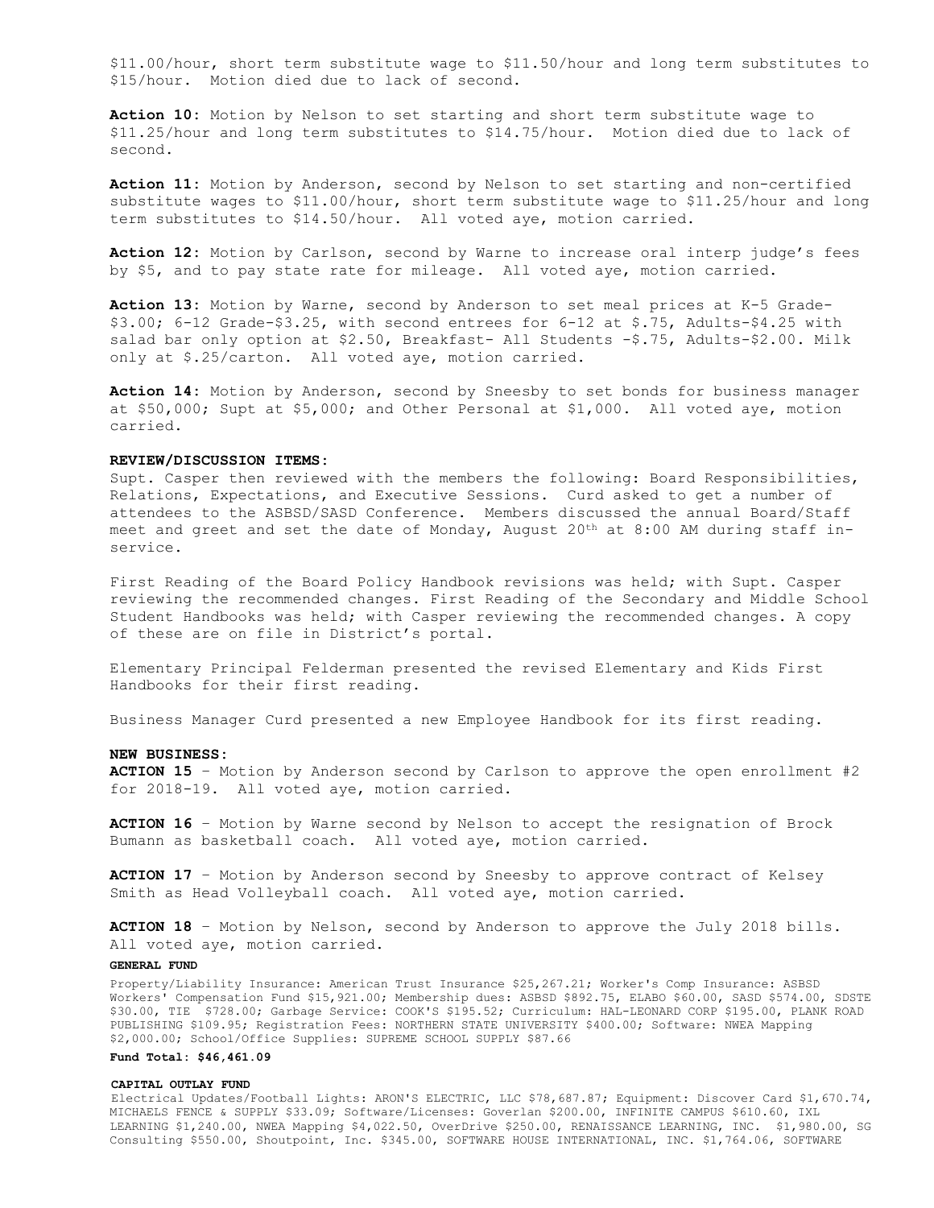$11.00/hour, short term substitute wage to $11.50/hour and long term substitutes to $15/hour. Motion died due to lack of second.

**Action 10:** Motion by Nelson to set starting and short term substitute wage to $11.25/hour and long term substitutes to $14.75/hour. Motion died due to lack of second.

**Action 11:** Motion by Anderson, second by Nelson to set starting and non-certified substitute wages to $11.00/hour, short term substitute wage to $11.25/hour and long term substitutes to $14.50/hour. All voted aye, motion carried.

**Action 12:** Motion by Carlson, second by Warne to increase oral interp judge's fees by $5, and to pay state rate for mileage. All voted aye, motion carried.

**Action 13:** Motion by Warne, second by Anderson to set meal prices at K-5 Grade-$3.00; 6-12 Grade-$3.25, with second entrees for 6-12 at $.75, Adults-$4.25 with salad bar only option at $2.50, Breakfast- All Students -$.75, Adults-$2.00. Milk only at $.25/carton. All voted aye, motion carried.

**Action 14:** Motion by Anderson, second by Sneesby to set bonds for business manager at $50,000; Supt at $5,000; and Other Personal at $1,000. All voted aye, motion carried.

**REVIEW/DISCUSSION ITEMS:**

Supt. Casper then reviewed with the members the following: Board Responsibilities, Relations, Expectations, and Executive Sessions. Curd asked to get a number of attendees to the ASBSD/SASD Conference. Members discussed the annual Board/Staff meet and greet and set the date of Monday, August 20th at 8:00 AM during staff in-service.

First Reading of the Board Policy Handbook revisions was held; with Supt. Casper reviewing the recommended changes. First Reading of the Secondary and Middle School Student Handbooks was held; with Casper reviewing the recommended changes. A copy of these are on file in District's portal.

Elementary Principal Felderman presented the revised Elementary and Kids First Handbooks for their first reading.

Business Manager Curd presented a new Employee Handbook for its first reading.

**NEW BUSINESS:**

**ACTION 15** – Motion by Anderson second by Carlson to approve the open enrollment #2 for 2018-19. All voted aye, motion carried.

**ACTION 16** – Motion by Warne second by Nelson to accept the resignation of Brock Bumann as basketball coach. All voted aye, motion carried.

**ACTION 17** – Motion by Anderson second by Sneesby to approve contract of Kelsey Smith as Head Volleyball coach. All voted aye, motion carried.

**ACTION 18** – Motion by Nelson, second by Anderson to approve the July 2018 bills. All voted aye, motion carried.

**GENERAL FUND**

Property/Liability Insurance: American Trust Insurance $25,267.21; Worker's Comp Insurance: ASBSD Workers' Compensation Fund $15,921.00; Membership dues: ASBSD $892.75, ELABO $60.00, SASD $574.00, SDSTE $30.00, TIE $728.00; Garbage Service: COOK'S $195.52; Curriculum: HAL-LEONARD CORP $195.00, PLANK ROAD PUBLISHING $109.95; Registration Fees: NORTHERN STATE UNIVERSITY $400.00; Software: NWEA Mapping $2,000.00; School/Office Supplies: SUPREME SCHOOL SUPPLY $87.66

**Fund Total: $46,461.09**

**CAPITAL OUTLAY FUND**

Electrical Updates/Football Lights: ARON'S ELECTRIC, LLC $78,687.87; Equipment: Discover Card $1,670.74, MICHAELS FENCE & SUPPLY $33.09; Software/Licenses: Goverlan $200.00, INFINITE CAMPUS $610.60, IXL LEARNING $1,240.00, NWEA Mapping $4,022.50, OverDrive $250.00, RENAISSANCE LEARNING, INC. $1,980.00, SG Consulting $550.00, Shoutpoint, Inc. $345.00, SOFTWARE HOUSE INTERNATIONAL, INC. $1,764.06, SOFTWARE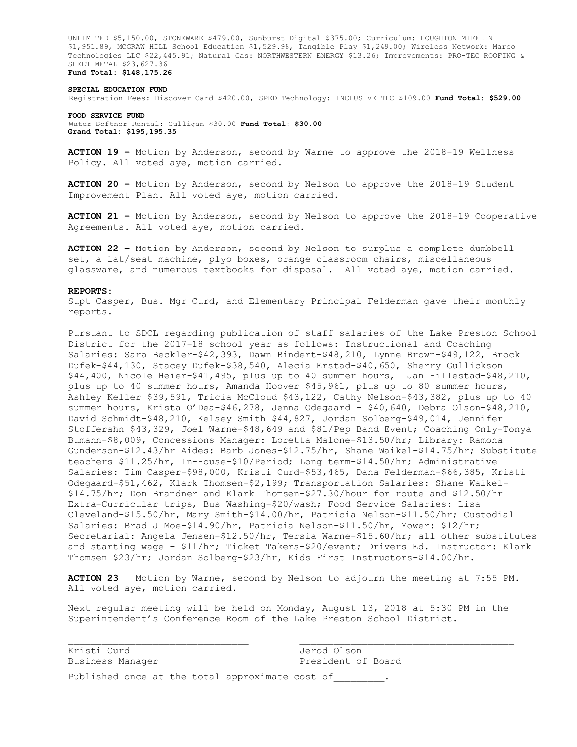UNLIMITED $5,150.00, STONEWARE $479.00, Sunburst Digital $375.00; Curriculum: HOUGHTON MIFFLIN $1,951.89, MCGRAW HILL School Education $1,529.98, Tangible Play $1,249.00; Wireless Network: Marco Technologies LLC $22,445.91; Natural Gas: NORTHWESTERN ENERGY $13.26; Improvements: PRO-TEC ROOFING & SHEET METAL $23,627.36
**Fund Total: $148,175.26**

**SPECIAL EDUCATION FUND**
Registration Fees: Discover Card $420.00, SPED Technology: INCLUSIVE TLC $109.00 **Fund Total: $529.00**

**FOOD SERVICE FUND**
Water Softner Rental: Culligan $30.00 **Fund Total: $30.00**
**Grand Total: $195,195.35**

**ACTION 19 –** Motion by Anderson, second by Warne to approve the 2018-19 Wellness Policy. All voted aye, motion carried.

**ACTION 20 –** Motion by Anderson, second by Nelson to approve the 2018-19 Student Improvement Plan. All voted aye, motion carried.

**ACTION 21 –** Motion by Anderson, second by Nelson to approve the 2018-19 Cooperative Agreements. All voted aye, motion carried.

**ACTION 22 –** Motion by Anderson, second by Nelson to surplus a complete dumbbell set, a lat/seat machine, plyo boxes, orange classroom chairs, miscellaneous glassware, and numerous textbooks for disposal. All voted aye, motion carried.

**REPORTS:**
Supt Casper, Bus. Mgr Curd, and Elementary Principal Felderman gave their monthly reports.

Pursuant to SDCL regarding publication of staff salaries of the Lake Preston School District for the 2017-18 school year as follows: Instructional and Coaching Salaries: Sara Beckler-$42,393, Dawn Bindert-$48,210, Lynne Brown-$49,122, Brock Dufek-$44,130, Stacey Dufek-$38,540, Alecia Erstad-$40,650, Sherry Gullickson $44,400, Nicole Heier-$41,495, plus up to 40 summer hours, Jan Hillestad-$48,210, plus up to 40 summer hours, Amanda Hoover $45,961, plus up to 80 summer hours, Ashley Keller $39,591, Tricia McCloud $43,122, Cathy Nelson-$43,382, plus up to 40 summer hours, Krista O'Dea-$46,278, Jenna Odegaard - $40,640, Debra Olson-$48,210, David Schmidt-$48,210, Kelsey Smith $44,827, Jordan Solberg-$49,014, Jennifer Stofferahn $43,329, Joel Warne-$48,649 and $81/Pep Band Event; Coaching Only-Tonya Bumann-$8,009, Concessions Manager: Loretta Malone-$13.50/hr; Library: Ramona Gunderson-$12.43/hr Aides: Barb Jones-$12.75/hr, Shane Waikel-$14.75/hr; Substitute teachers $11.25/hr, In-House-$10/Period; Long term-$14.50/hr; Administrative Salaries: Tim Casper-$98,000, Kristi Curd-$53,465, Dana Felderman-$66,385, Kristi Odegaard-$51,462, Klark Thomsen-$2,199; Transportation Salaries: Shane Waikel-$14.75/hr; Don Brandner and Klark Thomsen-$27.30/hour for route and $12.50/hr Extra-Curricular trips, Bus Washing-$20/wash; Food Service Salaries: Lisa Cleveland-$15.50/hr, Mary Smith-$14.00/hr, Patricia Nelson-$11.50/hr; Custodial Salaries: Brad J Moe-$14.90/hr, Patricia Nelson-$11.50/hr, Mower: $12/hr; Secretarial: Angela Jensen-$12.50/hr, Tersia Warne-$15.60/hr; all other substitutes and starting wage - $11/hr; Ticket Takers-$20/event; Drivers Ed. Instructor: Klark Thomsen $23/hr; Jordan Solberg-$23/hr, Kids First Instructors-$14.00/hr.

**ACTION 23** – Motion by Warne, second by Nelson to adjourn the meeting at 7:55 PM. All voted aye, motion carried.

Next regular meeting will be held on Monday, August 13, 2018 at 5:30 PM in the Superintendent's Conference Room of the Lake Preston School District.

\_\_\_\_\_\_\_\_\_\_\_\_\_\_\_\_\_\_\_\_\_\_\_\_\_\_\_\_\_\_\_\_ \_\_\_\_\_\_\_\_\_\_\_\_\_\_\_\_\_\_\_\_\_\_\_\_\_\_\_\_\_\_\_\_\_\_\_\_\_\_

Kristi Curd, Business Manager

Jerod Olson, President of Board

Published once at the total approximate cost of\_\_\_\_\_\_\_\_\_.